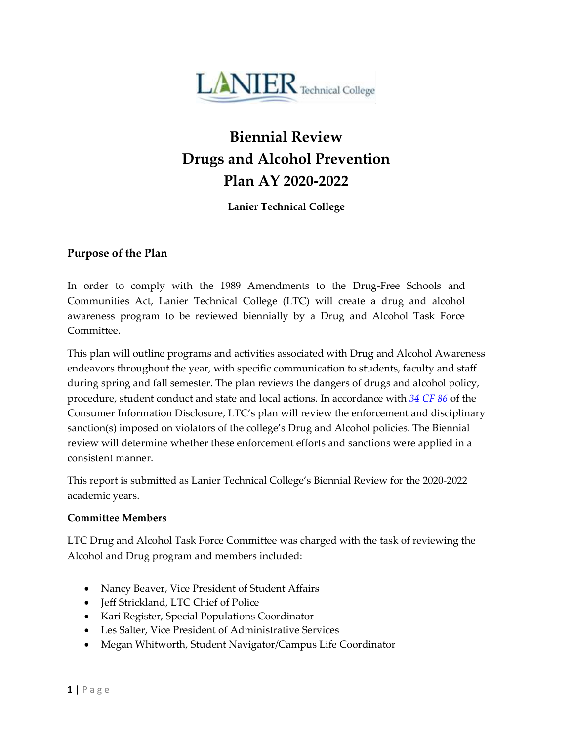# Biennial Review
# Drugs and Alcohol Prevention
# Plan AY 2020-2022

**Lanier Technical College**

## Purpose of the Plan

In order to comply with the 1989 Amendments to the Drug-Free Schools and Communities Act, Lanier Technical College (LTC) will create a drug and alcohol awareness program to be reviewed biennially by a Drug and Alcohol Task Force Committee.

This plan will outline programs and activities associated with Drug and Alcohol Awareness endeavors throughout the year, with specific communication to students, faculty and staff during spring and fall semester. The plan reviews the dangers of drugs and alcohol policy, procedure, student conduct and state and local actions. In accordance with *34 CF 86* of the Consumer Information Disclosure, LTC's plan will review the enforcement and disciplinary sanction(s) imposed on violators of the college's Drug and Alcohol policies. The Biennial review will determine whether these enforcement efforts and sanctions were applied in a consistent manner.

This report is submitted as Lanier Technical College's Biennial Review for the 2020-2022 academic years.

**Committee Members**

LTC Drug and Alcohol Task Force Committee was charged with the task of reviewing the Alcohol and Drug program and members included:

- Nancy Beaver, Vice President of Student Affairs
- Jeff Strickland, LTC Chief of Police
- Kari Register, Special Populations Coordinator
- Les Salter, Vice President of Administrative Services
- Megan Whitworth, Student Navigator/Campus Life Coordinator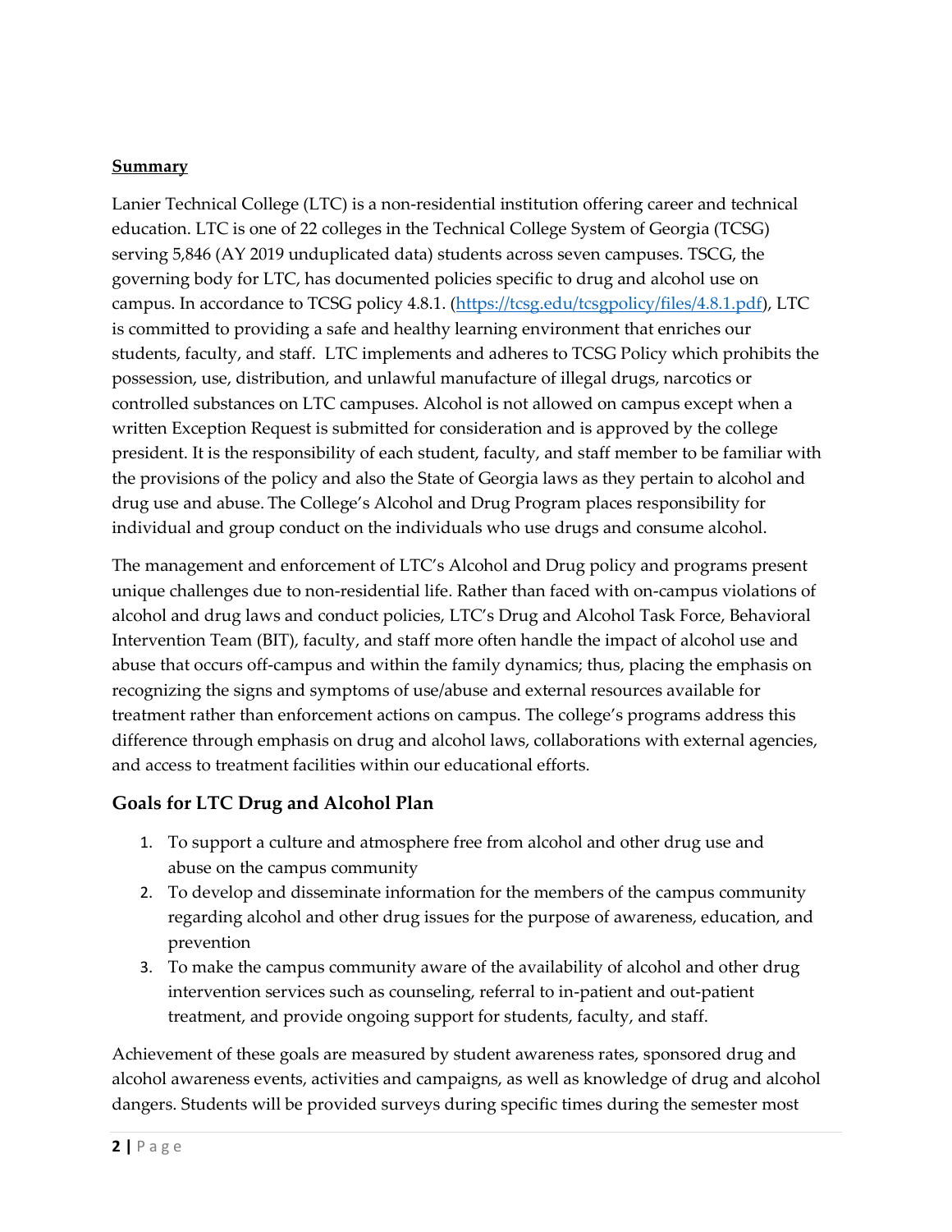**Summary**

Lanier Technical College (LTC) is a non-residential institution offering career and technical education. LTC is one of 22 colleges in the Technical College System of Georgia (TCSG) serving 5,846 (AY 2019 unduplicated data) students across seven campuses. TSCG, the governing body for LTC, has documented policies specific to drug and alcohol use on campus. In accordance to TCSG policy 4.8.1. ([https://tcsg.edu/tcsgpolicy/files/4.8.1.pdf](https://tcsg.edu/tcsgpolicy/files/4.8.1.pdf)), LTC is committed to providing a safe and healthy learning environment that enriches our students, faculty, and staff. LTC implements and adheres to TCSG Policy which prohibits the possession, use, distribution, and unlawful manufacture of illegal drugs, narcotics or controlled substances on LTC campuses. Alcohol is not allowed on campus except when a written Exception Request is submitted for consideration and is approved by the college president. It is the responsibility of each student, faculty, and staff member to be familiar with the provisions of the policy and also the State of Georgia laws as they pertain to alcohol and drug use and abuse. The College's Alcohol and Drug Program places responsibility for individual and group conduct on the individuals who use drugs and consume alcohol.

The management and enforcement of LTC's Alcohol and Drug policy and programs present unique challenges due to non-residential life. Rather than faced with on-campus violations of alcohol and drug laws and conduct policies, LTC's Drug and Alcohol Task Force, Behavioral Intervention Team (BIT), faculty, and staff more often handle the impact of alcohol use and abuse that occurs off-campus and within the family dynamics; thus, placing the emphasis on recognizing the signs and symptoms of use/abuse and external resources available for treatment rather than enforcement actions on campus. The college's programs address this difference through emphasis on drug and alcohol laws, collaborations with external agencies, and access to treatment facilities within our educational efforts.

## Goals for LTC Drug and Alcohol Plan

1. To support a culture and atmosphere free from alcohol and other drug use and abuse on the campus community
2. To develop and disseminate information for the members of the campus community regarding alcohol and other drug issues for the purpose of awareness, education, and prevention
3. To make the campus community aware of the availability of alcohol and other drug intervention services such as counseling, referral to in-patient and out-patient treatment, and provide ongoing support for students, faculty, and staff.

Achievement of these goals are measured by student awareness rates, sponsored drug and alcohol awareness events, activities and campaigns, as well as knowledge of drug and alcohol dangers. Students will be provided surveys during specific times during the semester most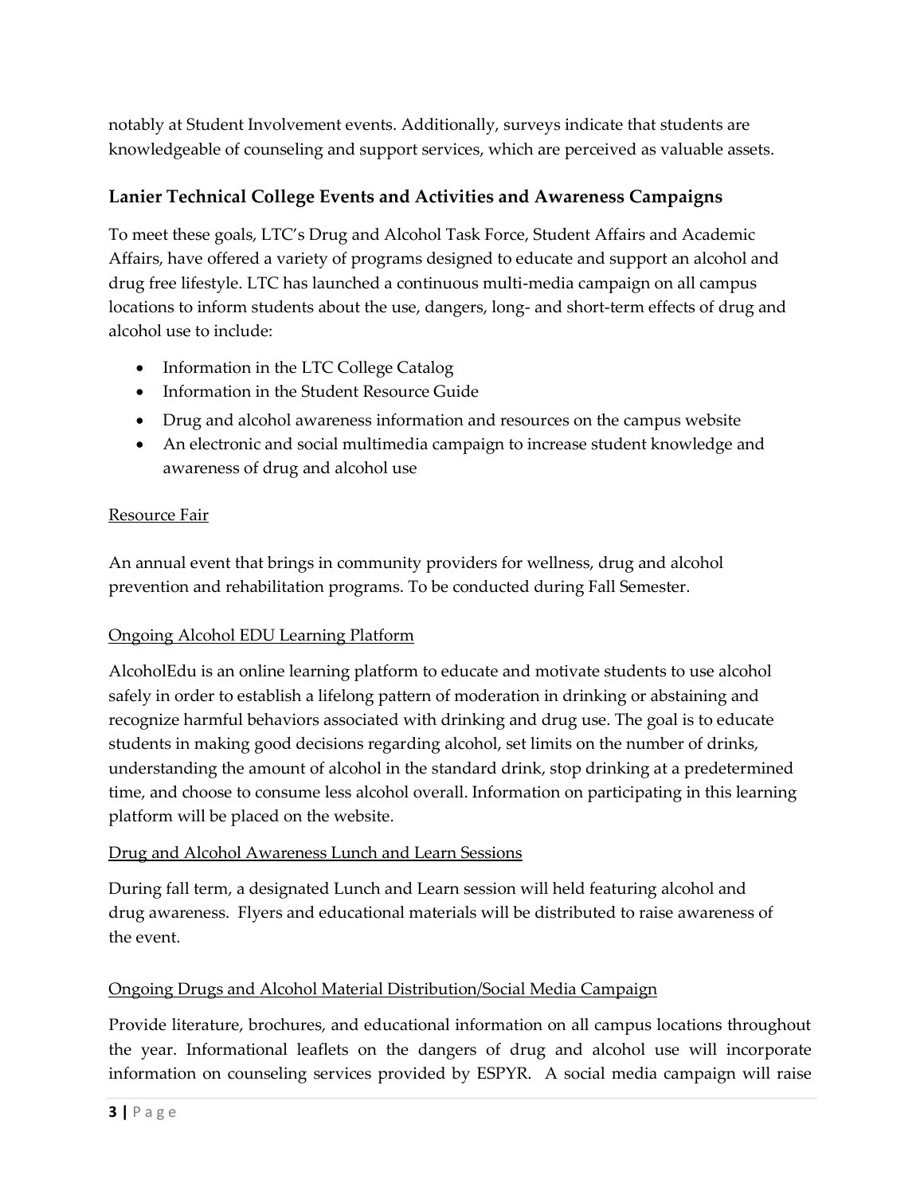notably at Student Involvement events. Additionally, surveys indicate that students are knowledgeable of counseling and support services, which are perceived as valuable assets.

## Lanier Technical College Events and Activities and Awareness Campaigns

To meet these goals, LTC's Drug and Alcohol Task Force, Student Affairs and Academic Affairs, have offered a variety of programs designed to educate and support an alcohol and drug free lifestyle. LTC has launched a continuous multi-media campaign on all campus locations to inform students about the use, dangers, long- and short-term effects of drug and alcohol use to include:

- Information in the LTC College Catalog
- Information in the Student Resource Guide
- Drug and alcohol awareness information and resources on the campus website
- An electronic and social multimedia campaign to increase student knowledge and awareness of drug and alcohol use

<u>Resource Fair</u>

An annual event that brings in community providers for wellness, drug and alcohol prevention and rehabilitation programs. To be conducted during Fall Semester.

<u>Ongoing Alcohol EDU Learning Platform</u>

AlcoholEdu is an online learning platform to educate and motivate students to use alcohol safely in order to establish a lifelong pattern of moderation in drinking or abstaining and recognize harmful behaviors associated with drinking and drug use. The goal is to educate students in making good decisions regarding alcohol, set limits on the number of drinks, understanding the amount of alcohol in the standard drink, stop drinking at a predetermined time, and choose to consume less alcohol overall. Information on participating in this learning platform will be placed on the website.

<u>Drug and Alcohol Awareness Lunch and Learn Sessions</u>

During fall term, a designated Lunch and Learn session will held featuring alcohol and drug awareness. Flyers and educational materials will be distributed to raise awareness of the event.

<u>Ongoing Drugs and Alcohol Material Distribution/Social Media Campaign</u>

Provide literature, brochures, and educational information on all campus locations throughout the year. Informational leaflets on the dangers of drug and alcohol use will incorporate information on counseling services provided by ESPYR. A social media campaign will raise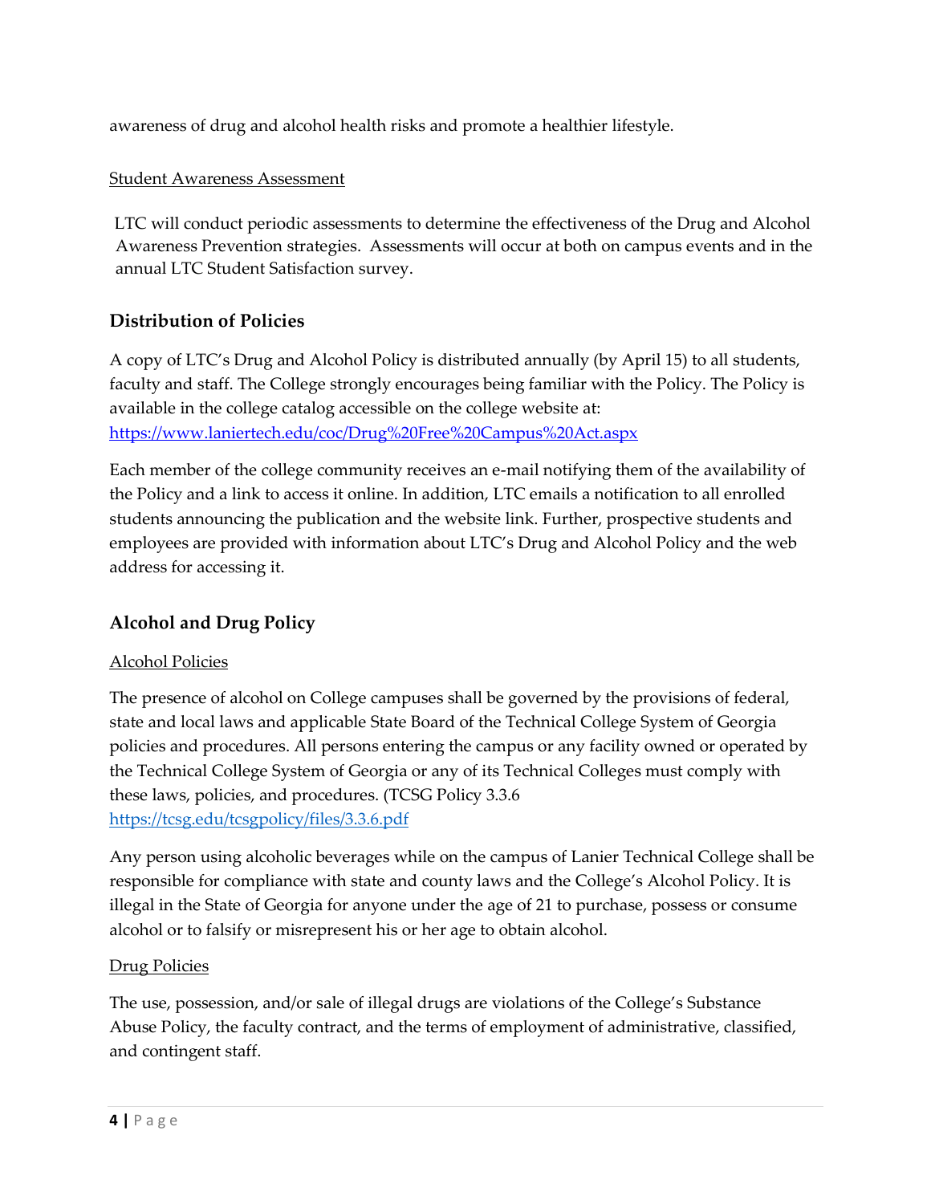awareness of drug and alcohol health risks and promote a healthier lifestyle.

Student Awareness Assessment

LTC will conduct periodic assessments to determine the effectiveness of the Drug and Alcohol Awareness Prevention strategies. Assessments will occur at both on campus events and in the annual LTC Student Satisfaction survey.

## Distribution of Policies

A copy of LTC's Drug and Alcohol Policy is distributed annually (by April 15) to all students, faculty and staff. The College strongly encourages being familiar with the Policy. The Policy is available in the college catalog accessible on the college website at: https://www.laniertech.edu/coc/Drug%20Free%20Campus%20Act.aspx

Each member of the college community receives an e-mail notifying them of the availability of the Policy and a link to access it online. In addition, LTC emails a notification to all enrolled students announcing the publication and the website link. Further, prospective students and employees are provided with information about LTC's Drug and Alcohol Policy and the web address for accessing it.

## Alcohol and Drug Policy

Alcohol Policies

The presence of alcohol on College campuses shall be governed by the provisions of federal, state and local laws and applicable State Board of the Technical College System of Georgia policies and procedures. All persons entering the campus or any facility owned or operated by the Technical College System of Georgia or any of its Technical Colleges must comply with these laws, policies, and procedures. (TCSG Policy 3.3.6 https://tcsg.edu/tcsgpolicy/files/3.3.6.pdf

Any person using alcoholic beverages while on the campus of Lanier Technical College shall be responsible for compliance with state and county laws and the College's Alcohol Policy. It is illegal in the State of Georgia for anyone under the age of 21 to purchase, possess or consume alcohol or to falsify or misrepresent his or her age to obtain alcohol.

Drug Policies

The use, possession, and/or sale of illegal drugs are violations of the College's Substance Abuse Policy, the faculty contract, and the terms of employment of administrative, classified, and contingent staff.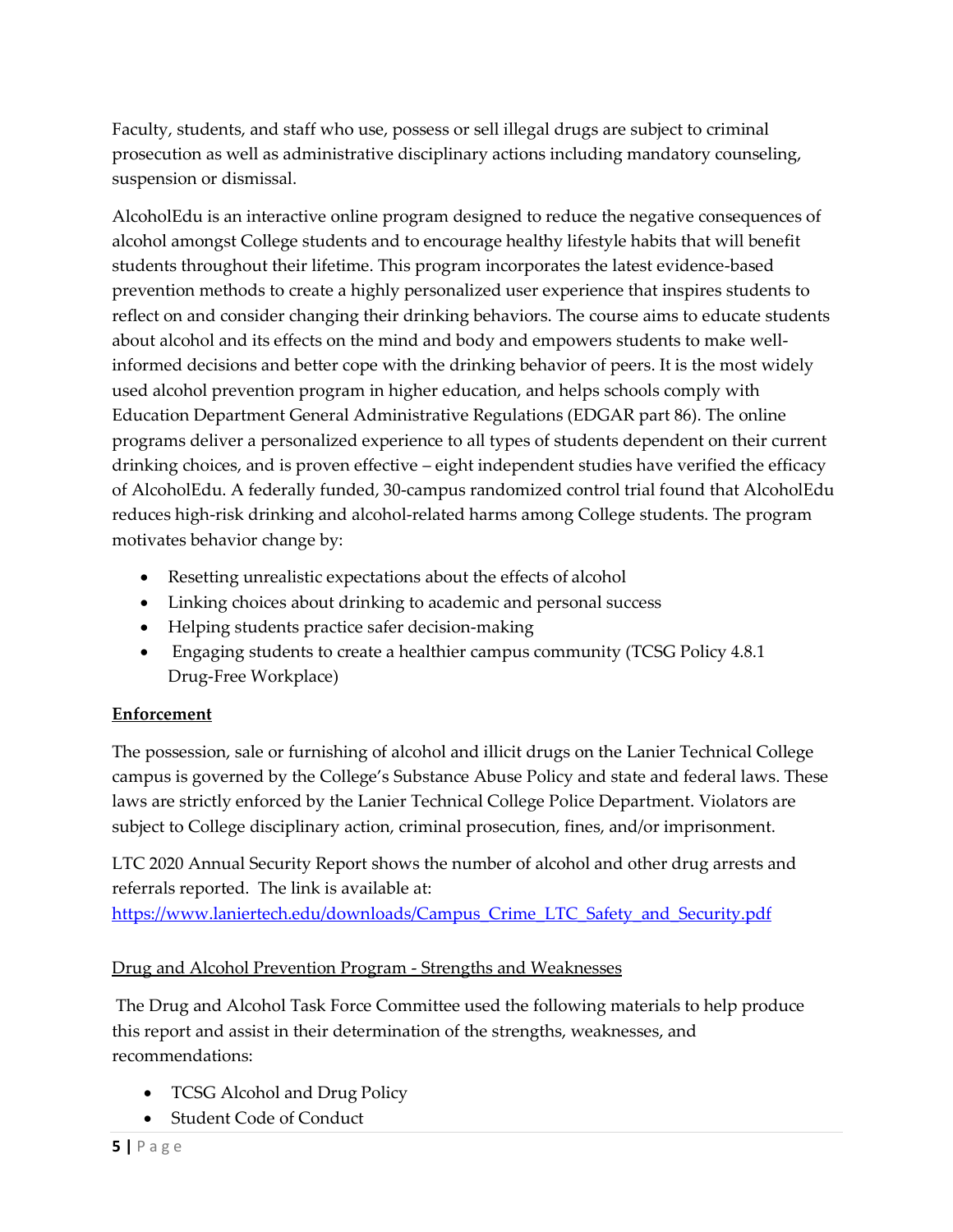Faculty, students, and staff who use, possess or sell illegal drugs are subject to criminal prosecution as well as administrative disciplinary actions including mandatory counseling, suspension or dismissal.

AlcoholEdu is an interactive online program designed to reduce the negative consequences of alcohol amongst College students and to encourage healthy lifestyle habits that will benefit students throughout their lifetime. This program incorporates the latest evidence-based prevention methods to create a highly personalized user experience that inspires students to reflect on and consider changing their drinking behaviors. The course aims to educate students about alcohol and its effects on the mind and body and empowers students to make well-informed decisions and better cope with the drinking behavior of peers. It is the most widely used alcohol prevention program in higher education, and helps schools comply with Education Department General Administrative Regulations (EDGAR part 86). The online programs deliver a personalized experience to all types of students dependent on their current drinking choices, and is proven effective – eight independent studies have verified the efficacy of AlcoholEdu. A federally funded, 30-campus randomized control trial found that AlcoholEdu reduces high-risk drinking and alcohol-related harms among College students. The program motivates behavior change by:

- Resetting unrealistic expectations about the effects of alcohol
- Linking choices about drinking to academic and personal success
- Helping students practice safer decision-making
- Engaging students to create a healthier campus community (TCSG Policy 4.8.1 Drug-Free Workplace)

**Enforcement**

The possession, sale or furnishing of alcohol and illicit drugs on the Lanier Technical College campus is governed by the College's Substance Abuse Policy and state and federal laws. These laws are strictly enforced by the Lanier Technical College Police Department. Violators are subject to College disciplinary action, criminal prosecution, fines, and/or imprisonment.

LTC 2020 Annual Security Report shows the number of alcohol and other drug arrests and referrals reported. The link is available at: https://www.laniertech.edu/downloads/Campus_Crime_LTC_Safety_and_Security.pdf

Drug and Alcohol Prevention Program - Strengths and Weaknesses

The Drug and Alcohol Task Force Committee used the following materials to help produce this report and assist in their determination of the strengths, weaknesses, and recommendations:

- TCSG Alcohol and Drug Policy
- Student Code of Conduct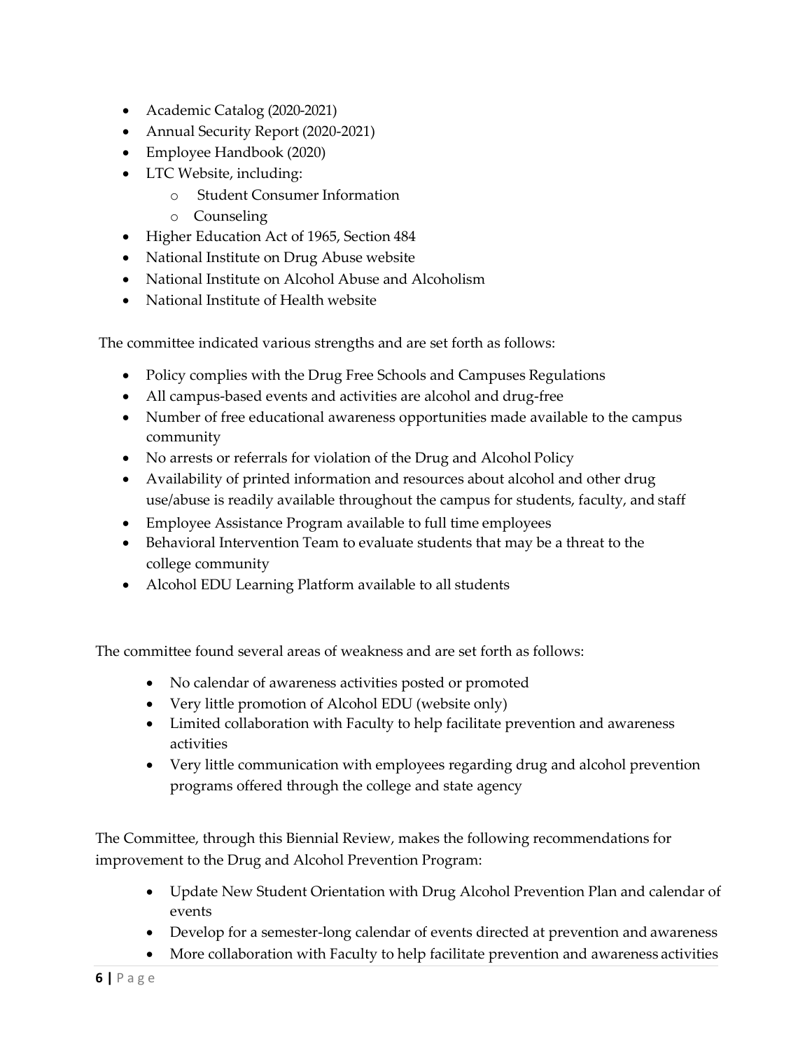- Academic Catalog (2020-2021)
- Annual Security Report (2020-2021)
- Employee Handbook (2020)
- LTC Website, including:
    - Student Consumer Information
    - Counseling
- Higher Education Act of 1965, Section 484
- National Institute on Drug Abuse website
- National Institute on Alcohol Abuse and Alcoholism
- National Institute of Health website

The committee indicated various strengths and are set forth as follows:

- Policy complies with the Drug Free Schools and Campuses Regulations
- All campus-based events and activities are alcohol and drug-free
- Number of free educational awareness opportunities made available to the campus community
- No arrests or referrals for violation of the Drug and Alcohol Policy
- Availability of printed information and resources about alcohol and other drug use/abuse is readily available throughout the campus for students, faculty, and staff
- Employee Assistance Program available to full time employees
- Behavioral Intervention Team to evaluate students that may be a threat to the college community
- Alcohol EDU Learning Platform available to all students

The committee found several areas of weakness and are set forth as follows:

- No calendar of awareness activities posted or promoted
- Very little promotion of Alcohol EDU (website only)
- Limited collaboration with Faculty to help facilitate prevention and awareness activities
- Very little communication with employees regarding drug and alcohol prevention programs offered through the college and state agency

The Committee, through this Biennial Review, makes the following recommendations for improvement to the Drug and Alcohol Prevention Program:

- Update New Student Orientation with Drug Alcohol Prevention Plan and calendar of events
- Develop for a semester-long calendar of events directed at prevention and awareness
- More collaboration with Faculty to help facilitate prevention and awareness activities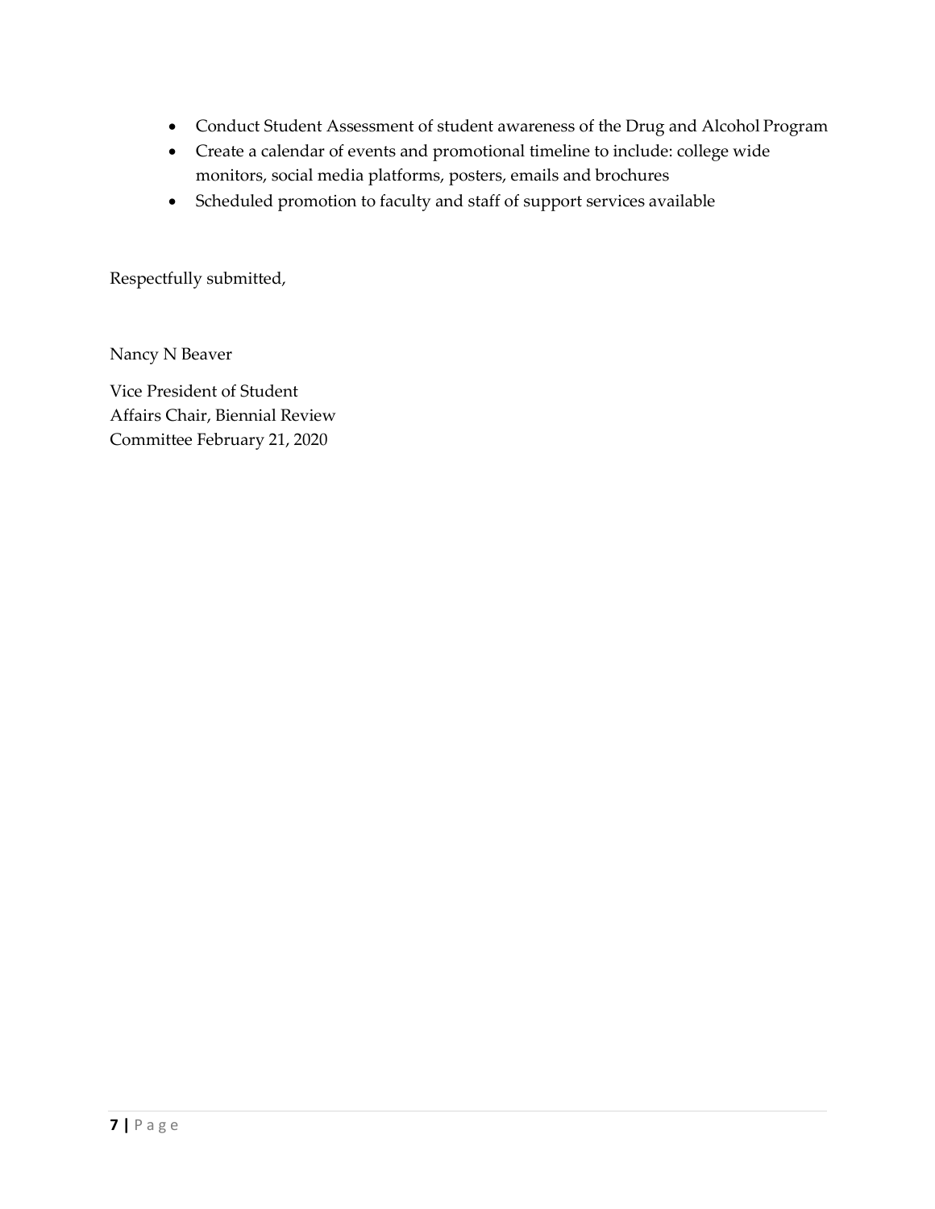- Conduct Student Assessment of student awareness of the Drug and Alcohol Program
- Create a calendar of events and promotional timeline to include: college wide monitors, social media platforms, posters, emails and brochures
- Scheduled promotion to faculty and staff of support services available

Respectfully submitted,

Nancy N Beaver

Vice President of Student
Affairs Chair, Biennial Review
Committee February 21, 2020